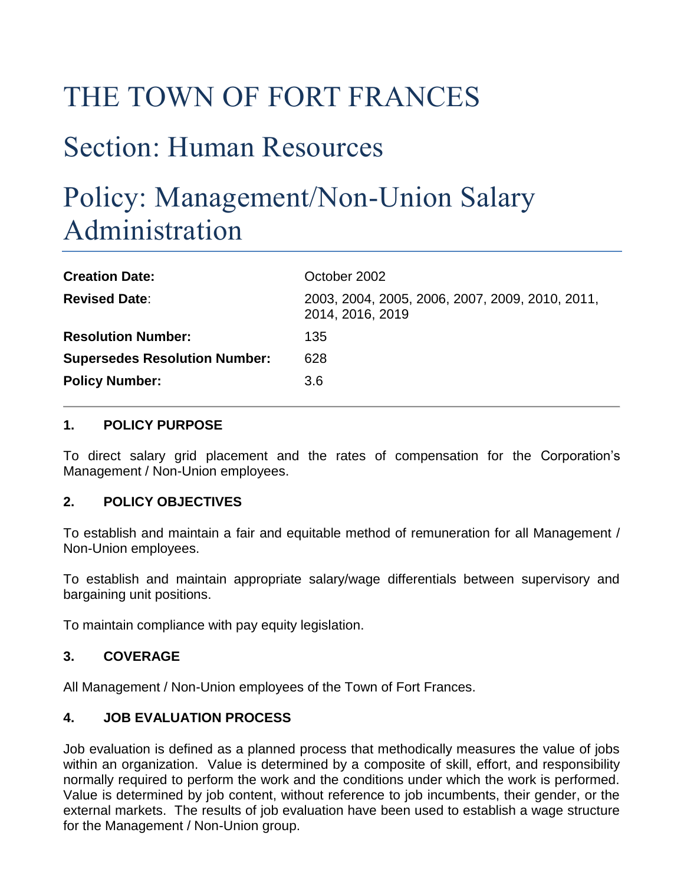# THE TOWN OF FORT FRANCES

# Section: Human Resources

# Policy: Management/Non-Union Salary Administration

| | |
|---|---|
| **Creation Date:** | October 2002 |
| **Revised Date**: | 2003, 2004, 2005, 2006, 2007, 2009, 2010, 2011, 2014, 2016, 2019 |
| **Resolution Number:** | 135 |
| **Supersedes Resolution Number:** | 628 |
| **Policy Number:** | 3.6 |

## 1. POLICY PURPOSE

To direct salary grid placement and the rates of compensation for the Corporation's Management / Non-Union employees.

## 2. POLICY OBJECTIVES

To establish and maintain a fair and equitable method of remuneration for all Management / Non-Union employees.

To establish and maintain appropriate salary/wage differentials between supervisory and bargaining unit positions.

To maintain compliance with pay equity legislation.

## 3. COVERAGE

All Management / Non-Union employees of the Town of Fort Frances.

## 4. JOB EVALUATION PROCESS

Job evaluation is defined as a planned process that methodically measures the value of jobs within an organization. Value is determined by a composite of skill, effort, and responsibility normally required to perform the work and the conditions under which the work is performed. Value is determined by job content, without reference to job incumbents, their gender, or the external markets. The results of job evaluation have been used to establish a wage structure for the Management / Non-Union group.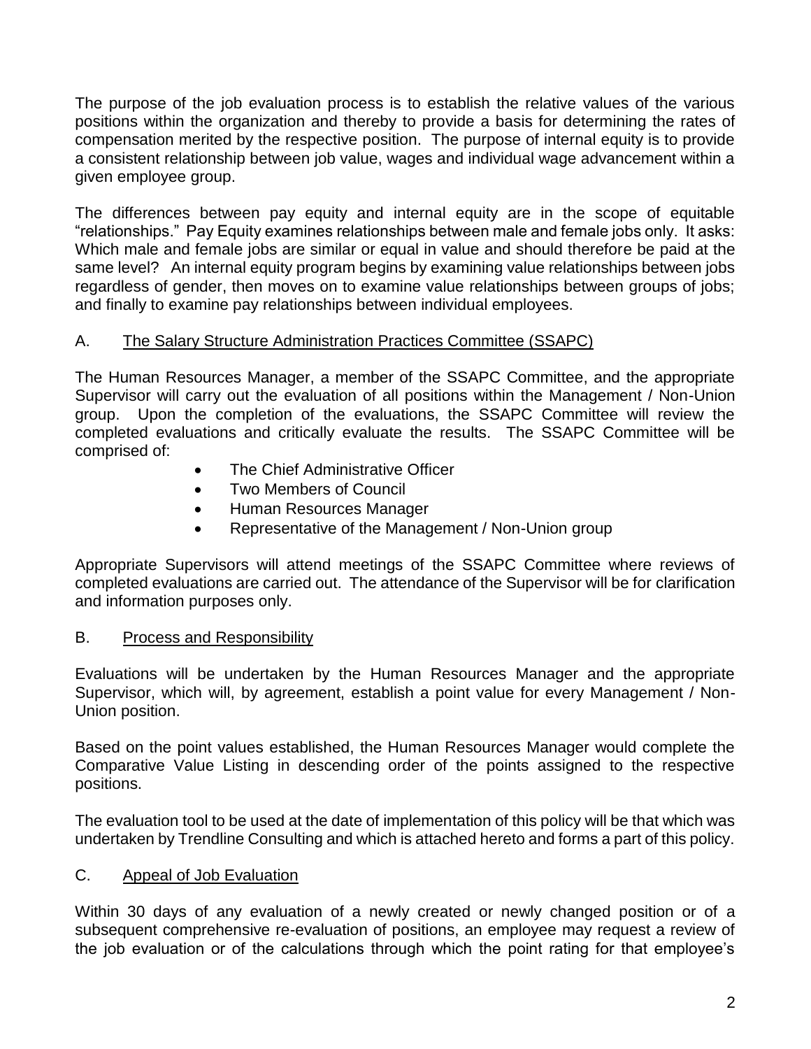The purpose of the job evaluation process is to establish the relative values of the various positions within the organization and thereby to provide a basis for determining the rates of compensation merited by the respective position. The purpose of internal equity is to provide a consistent relationship between job value, wages and individual wage advancement within a given employee group.

The differences between pay equity and internal equity are in the scope of equitable "relationships." Pay Equity examines relationships between male and female jobs only. It asks: Which male and female jobs are similar or equal in value and should therefore be paid at the same level? An internal equity program begins by examining value relationships between jobs regardless of gender, then moves on to examine value relationships between groups of jobs; and finally to examine pay relationships between individual employees.

A. <u>The Salary Structure Administration Practices Committee (SSAPC)</u>

The Human Resources Manager, a member of the SSAPC Committee, and the appropriate Supervisor will carry out the evaluation of all positions within the Management / Non-Union group. Upon the completion of the evaluations, the SSAPC Committee will review the completed evaluations and critically evaluate the results. The SSAPC Committee will be comprised of:

- The Chief Administrative Officer
- Two Members of Council
- Human Resources Manager
- Representative of the Management / Non-Union group

Appropriate Supervisors will attend meetings of the SSAPC Committee where reviews of completed evaluations are carried out. The attendance of the Supervisor will be for clarification and information purposes only.

B. <u>Process and Responsibility</u>

Evaluations will be undertaken by the Human Resources Manager and the appropriate Supervisor, which will, by agreement, establish a point value for every Management / Non-Union position.

Based on the point values established, the Human Resources Manager would complete the Comparative Value Listing in descending order of the points assigned to the respective positions.

The evaluation tool to be used at the date of implementation of this policy will be that which was undertaken by Trendline Consulting and which is attached hereto and forms a part of this policy.

C. <u>Appeal of Job Evaluation</u>

Within 30 days of any evaluation of a newly created or newly changed position or of a subsequent comprehensive re-evaluation of positions, an employee may request a review of the job evaluation or of the calculations through which the point rating for that employee's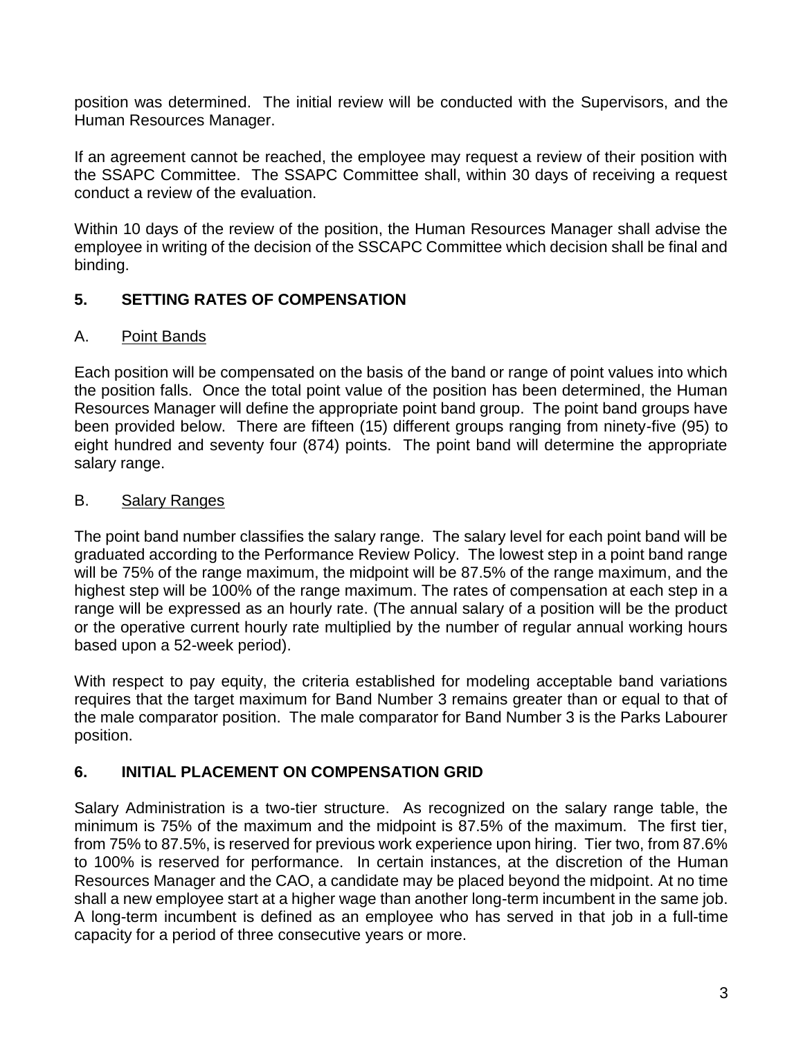position was determined. The initial review will be conducted with the Supervisors, and the Human Resources Manager.

If an agreement cannot be reached, the employee may request a review of their position with the SSAPC Committee. The SSAPC Committee shall, within 30 days of receiving a request conduct a review of the evaluation.

Within 10 days of the review of the position, the Human Resources Manager shall advise the employee in writing of the decision of the SSCAPC Committee which decision shall be final and binding.

## 5. SETTING RATES OF COMPENSATION

### A. Point Bands

Each position will be compensated on the basis of the band or range of point values into which the position falls. Once the total point value of the position has been determined, the Human Resources Manager will define the appropriate point band group. The point band groups have been provided below. There are fifteen (15) different groups ranging from ninety-five (95) to eight hundred and seventy four (874) points. The point band will determine the appropriate salary range.

### B. Salary Ranges

The point band number classifies the salary range. The salary level for each point band will be graduated according to the Performance Review Policy. The lowest step in a point band range will be 75% of the range maximum, the midpoint will be 87.5% of the range maximum, and the highest step will be 100% of the range maximum. The rates of compensation at each step in a range will be expressed as an hourly rate. (The annual salary of a position will be the product or the operative current hourly rate multiplied by the number of regular annual working hours based upon a 52-week period).

With respect to pay equity, the criteria established for modeling acceptable band variations requires that the target maximum for Band Number 3 remains greater than or equal to that of the male comparator position. The male comparator for Band Number 3 is the Parks Labourer position.

## 6. INITIAL PLACEMENT ON COMPENSATION GRID

Salary Administration is a two-tier structure. As recognized on the salary range table, the minimum is 75% of the maximum and the midpoint is 87.5% of the maximum. The first tier, from 75% to 87.5%, is reserved for previous work experience upon hiring. Tier two, from 87.6% to 100% is reserved for performance. In certain instances, at the discretion of the Human Resources Manager and the CAO, a candidate may be placed beyond the midpoint. At no time shall a new employee start at a higher wage than another long-term incumbent in the same job. A long-term incumbent is defined as an employee who has served in that job in a full-time capacity for a period of three consecutive years or more.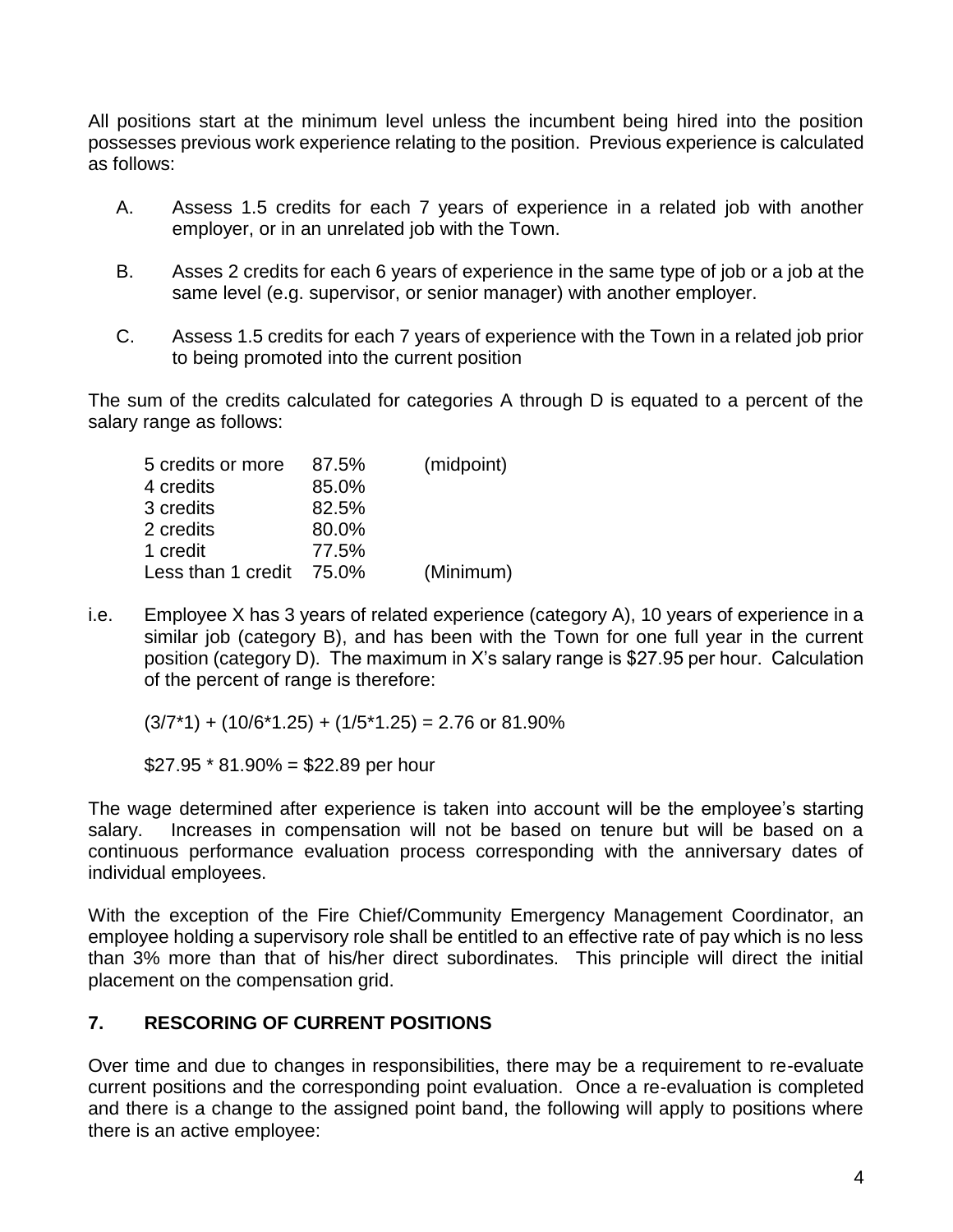All positions start at the minimum level unless the incumbent being hired into the position possesses previous work experience relating to the position. Previous experience is calculated as follows:

A. Assess 1.5 credits for each 7 years of experience in a related job with another employer, or in an unrelated job with the Town.

B. Asses 2 credits for each 6 years of experience in the same type of job or a job at the same level (e.g. supervisor, or senior manager) with another employer.

C. Assess 1.5 credits for each 7 years of experience with the Town in a related job prior to being promoted into the current position

The sum of the credits calculated for categories A through D is equated to a percent of the salary range as follows:

| | | |
|---|---|---|
| 5 credits or more | 87.5% | (midpoint) |
| 4 credits | 85.0% | |
| 3 credits | 82.5% | |
| 2 credits | 80.0% | |
| 1 credit | 77.5% | |
| Less than 1 credit | 75.0% | (Minimum) |

i.e. Employee X has 3 years of related experience (category A), 10 years of experience in a similar job (category B), and has been with the Town for one full year in the current position (category D). The maximum in X's salary range is $27.95 per hour. Calculation of the percent of range is therefore:

(3/7*1) + (10/6*1.25) + (1/5*1.25) = 2.76 or 81.90%

$27.95 * 81.90% = $22.89 per hour

The wage determined after experience is taken into account will be the employee's starting salary. Increases in compensation will not be based on tenure but will be based on a continuous performance evaluation process corresponding with the anniversary dates of individual employees.

With the exception of the Fire Chief/Community Emergency Management Coordinator, an employee holding a supervisory role shall be entitled to an effective rate of pay which is no less than 3% more than that of his/her direct subordinates. This principle will direct the initial placement on the compensation grid.

## 7. RESCORING OF CURRENT POSITIONS

Over time and due to changes in responsibilities, there may be a requirement to re-evaluate current positions and the corresponding point evaluation. Once a re-evaluation is completed and there is a change to the assigned point band, the following will apply to positions where there is an active employee: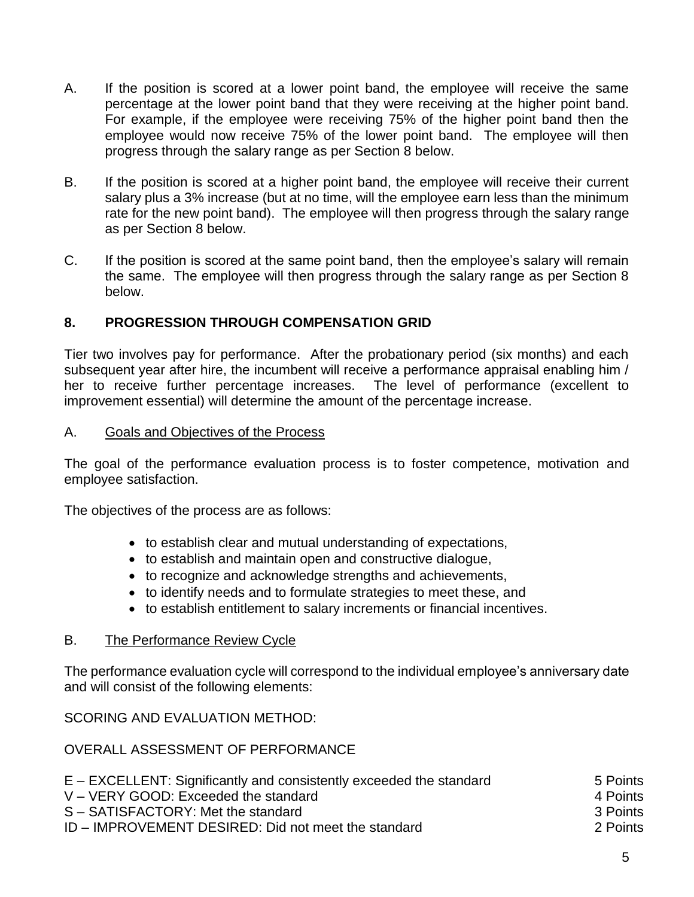A. If the position is scored at a lower point band, the employee will receive the same percentage at the lower point band that they were receiving at the higher point band. For example, if the employee were receiving 75% of the higher point band then the employee would now receive 75% of the lower point band. The employee will then progress through the salary range as per Section 8 below.

B. If the position is scored at a higher point band, the employee will receive their current salary plus a 3% increase (but at no time, will the employee earn less than the minimum rate for the new point band). The employee will then progress through the salary range as per Section 8 below.

C. If the position is scored at the same point band, then the employee's salary will remain the same. The employee will then progress through the salary range as per Section 8 below.

## 8. PROGRESSION THROUGH COMPENSATION GRID

Tier two involves pay for performance. After the probationary period (six months) and each subsequent year after hire, the incumbent will receive a performance appraisal enabling him / her to receive further percentage increases. The level of performance (excellent to improvement essential) will determine the amount of the percentage increase.

### A. Goals and Objectives of the Process

The goal of the performance evaluation process is to foster competence, motivation and employee satisfaction.

The objectives of the process are as follows:

- to establish clear and mutual understanding of expectations,
- to establish and maintain open and constructive dialogue,
- to recognize and acknowledge strengths and achievements,
- to identify needs and to formulate strategies to meet these, and
- to establish entitlement to salary increments or financial incentives.

### B. The Performance Review Cycle

The performance evaluation cycle will correspond to the individual employee's anniversary date and will consist of the following elements:

SCORING AND EVALUATION METHOD:

OVERALL ASSESSMENT OF PERFORMANCE

| | |
|---|---|
| E – EXCELLENT: Significantly and consistently exceeded the standard | 5 Points |
| V – VERY GOOD: Exceeded the standard | 4 Points |
| S – SATISFACTORY: Met the standard | 3 Points |
| ID – IMPROVEMENT DESIRED: Did not meet the standard | 2 Points |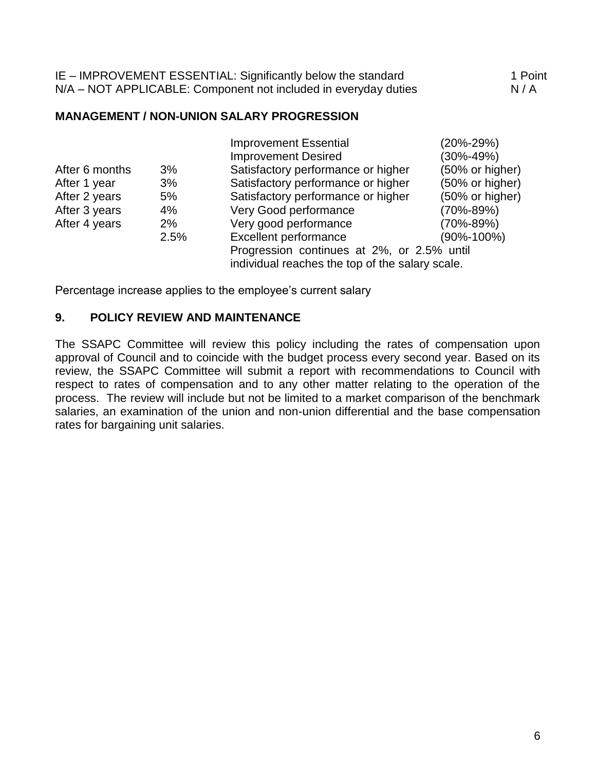IE – IMPROVEMENT ESSENTIAL: Significantly below the standard 1 Point
N/A – NOT APPLICABLE: Component not included in everyday duties N / A

**MANAGEMENT / NON-UNION SALARY PROGRESSION**

| | | | |
|---|---|---|---|
| | | Improvement Essential | (20%-29%) |
| | | Improvement Desired | (30%-49%) |
| After 6 months | 3% | Satisfactory performance or higher | (50% or higher) |
| After 1 year | 3% | Satisfactory performance or higher | (50% or higher) |
| After 2 years | 5% | Satisfactory performance or higher | (50% or higher) |
| After 3 years | 4% | Very Good performance | (70%-89%) |
| After 4 years | 2% | Very good performance | (70%-89%) |
| | 2.5% | Excellent performance | (90%-100%) |
| | | Progression continues at 2%, or 2.5% until individual reaches the top of the salary scale. | |

Percentage increase applies to the employee's current salary

## 9. POLICY REVIEW AND MAINTENANCE

The SSAPC Committee will review this policy including the rates of compensation upon approval of Council and to coincide with the budget process every second year. Based on its review, the SSAPC Committee will submit a report with recommendations to Council with respect to rates of compensation and to any other matter relating to the operation of the process. The review will include but not be limited to a market comparison of the benchmark salaries, an examination of the union and non-union differential and the base compensation rates for bargaining unit salaries.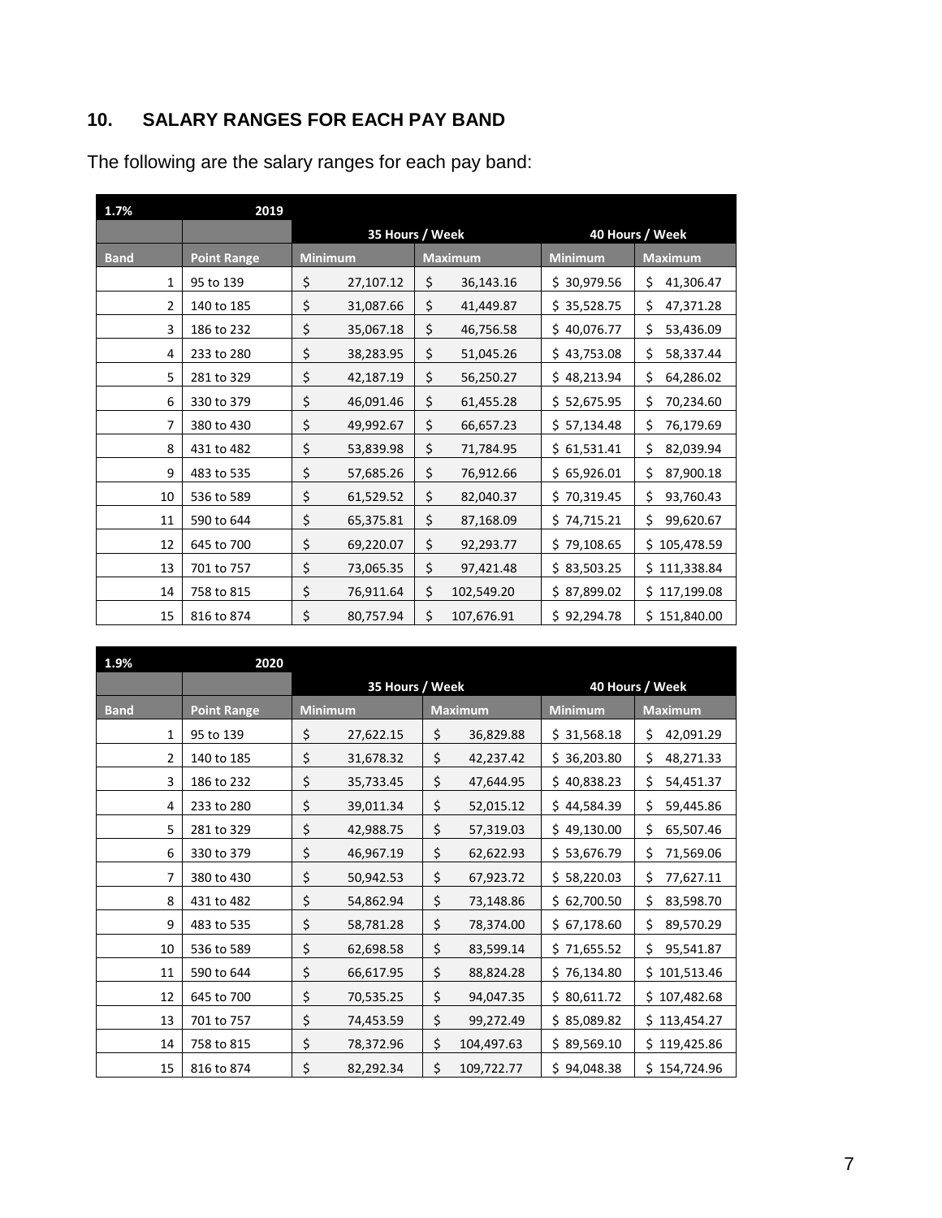## 10. SALARY RANGES FOR EACH PAY BAND

The following are the salary ranges for each pay band:

| 1.7% | 2019 | | | | |
|---|---|---|---|---|---|
| | | 35 Hours / Week | | 40 Hours / Week | |
| Band | Point Range | Minimum | Maximum | Minimum | Maximum |
| 1 | 95 to 139 | $ 27,107.12 | $ 36,143.16 | $ 30,979.56 | $ 41,306.47 |
| 2 | 140 to 185 | $ 31,087.66 | $ 41,449.87 | $ 35,528.75 | $ 47,371.28 |
| 3 | 186 to 232 | $ 35,067.18 | $ 46,756.58 | $ 40,076.77 | $ 53,436.09 |
| 4 | 233 to 280 | $ 38,283.95 | $ 51,045.26 | $ 43,753.08 | $ 58,337.44 |
| 5 | 281 to 329 | $ 42,187.19 | $ 56,250.27 | $ 48,213.94 | $ 64,286.02 |
| 6 | 330 to 379 | $ 46,091.46 | $ 61,455.28 | $ 52,675.95 | $ 70,234.60 |
| 7 | 380 to 430 | $ 49,992.67 | $ 66,657.23 | $ 57,134.48 | $ 76,179.69 |
| 8 | 431 to 482 | $ 53,839.98 | $ 71,784.95 | $ 61,531.41 | $ 82,039.94 |
| 9 | 483 to 535 | $ 57,685.26 | $ 76,912.66 | $ 65,926.01 | $ 87,900.18 |
| 10 | 536 to 589 | $ 61,529.52 | $ 82,040.37 | $ 70,319.45 | $ 93,760.43 |
| 11 | 590 to 644 | $ 65,375.81 | $ 87,168.09 | $ 74,715.21 | $ 99,620.67 |
| 12 | 645 to 700 | $ 69,220.07 | $ 92,293.77 | $ 79,108.65 | $ 105,478.59 |
| 13 | 701 to 757 | $ 73,065.35 | $ 97,421.48 | $ 83,503.25 | $ 111,338.84 |
| 14 | 758 to 815 | $ 76,911.64 | $ 102,549.20 | $ 87,899.02 | $ 117,199.08 |
| 15 | 816 to 874 | $ 80,757.94 | $ 107,676.91 | $ 92,294.78 | $ 151,840.00 |

| 1.9% | 2020 | | | | |
|---|---|---|---|---|---|
| | | 35 Hours / Week | | 40 Hours / Week | |
| Band | Point Range | Minimum | Maximum | Minimum | Maximum |
| 1 | 95 to 139 | $ 27,622.15 | $ 36,829.88 | $ 31,568.18 | $ 42,091.29 |
| 2 | 140 to 185 | $ 31,678.32 | $ 42,237.42 | $ 36,203.80 | $ 48,271.33 |
| 3 | 186 to 232 | $ 35,733.45 | $ 47,644.95 | $ 40,838.23 | $ 54,451.37 |
| 4 | 233 to 280 | $ 39,011.34 | $ 52,015.12 | $ 44,584.39 | $ 59,445.86 |
| 5 | 281 to 329 | $ 42,988.75 | $ 57,319.03 | $ 49,130.00 | $ 65,507.46 |
| 6 | 330 to 379 | $ 46,967.19 | $ 62,622.93 | $ 53,676.79 | $ 71,569.06 |
| 7 | 380 to 430 | $ 50,942.53 | $ 67,923.72 | $ 58,220.03 | $ 77,627.11 |
| 8 | 431 to 482 | $ 54,862.94 | $ 73,148.86 | $ 62,700.50 | $ 83,598.70 |
| 9 | 483 to 535 | $ 58,781.28 | $ 78,374.00 | $ 67,178.60 | $ 89,570.29 |
| 10 | 536 to 589 | $ 62,698.58 | $ 83,599.14 | $ 71,655.52 | $ 95,541.87 |
| 11 | 590 to 644 | $ 66,617.95 | $ 88,824.28 | $ 76,134.80 | $ 101,513.46 |
| 12 | 645 to 700 | $ 70,535.25 | $ 94,047.35 | $ 80,611.72 | $ 107,482.68 |
| 13 | 701 to 757 | $ 74,453.59 | $ 99,272.49 | $ 85,089.82 | $ 113,454.27 |
| 14 | 758 to 815 | $ 78,372.96 | $ 104,497.63 | $ 89,569.10 | $ 119,425.86 |
| 15 | 816 to 874 | $ 82,292.34 | $ 109,722.77 | $ 94,048.38 | $ 154,724.96 |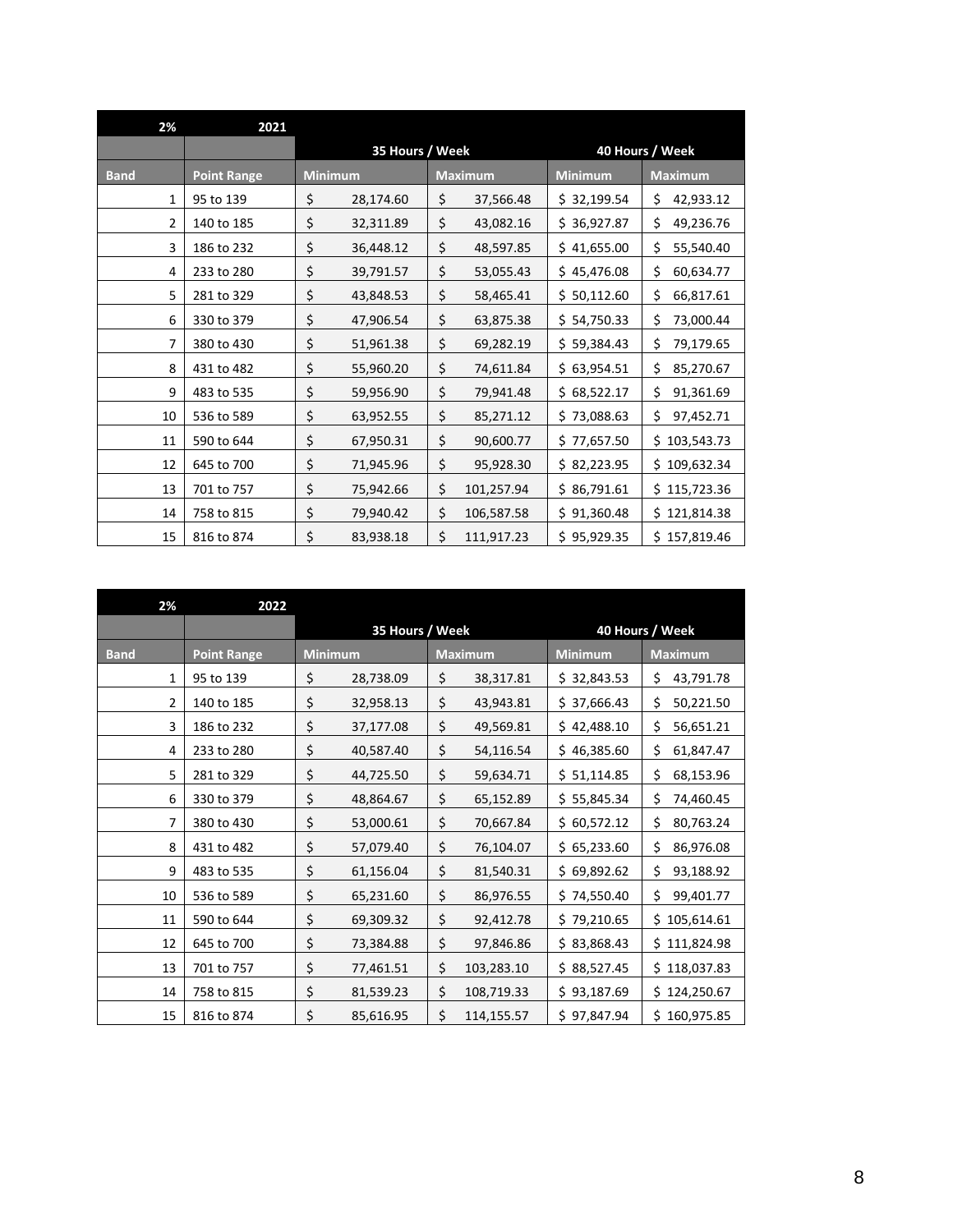| 2% | 2021 | | | | |
|---|---|---|---|---|---|
| | | 35 Hours / Week | | 40 Hours / Week | |
| Band | Point Range | Minimum | Maximum | Minimum | Maximum |
| 1 | 95 to 139 | $ 28,174.60 | $ 37,566.48 | $ 32,199.54 | $ 42,933.12 |
| 2 | 140 to 185 | $ 32,311.89 | $ 43,082.16 | $ 36,927.87 | $ 49,236.76 |
| 3 | 186 to 232 | $ 36,448.12 | $ 48,597.85 | $ 41,655.00 | $ 55,540.40 |
| 4 | 233 to 280 | $ 39,791.57 | $ 53,055.43 | $ 45,476.08 | $ 60,634.77 |
| 5 | 281 to 329 | $ 43,848.53 | $ 58,465.41 | $ 50,112.60 | $ 66,817.61 |
| 6 | 330 to 379 | $ 47,906.54 | $ 63,875.38 | $ 54,750.33 | $ 73,000.44 |
| 7 | 380 to 430 | $ 51,961.38 | $ 69,282.19 | $ 59,384.43 | $ 79,179.65 |
| 8 | 431 to 482 | $ 55,960.20 | $ 74,611.84 | $ 63,954.51 | $ 85,270.67 |
| 9 | 483 to 535 | $ 59,956.90 | $ 79,941.48 | $ 68,522.17 | $ 91,361.69 |
| 10 | 536 to 589 | $ 63,952.55 | $ 85,271.12 | $ 73,088.63 | $ 97,452.71 |
| 11 | 590 to 644 | $ 67,950.31 | $ 90,600.77 | $ 77,657.50 | $ 103,543.73 |
| 12 | 645 to 700 | $ 71,945.96 | $ 95,928.30 | $ 82,223.95 | $ 109,632.34 |
| 13 | 701 to 757 | $ 75,942.66 | $ 101,257.94 | $ 86,791.61 | $ 115,723.36 |
| 14 | 758 to 815 | $ 79,940.42 | $ 106,587.58 | $ 91,360.48 | $ 121,814.38 |
| 15 | 816 to 874 | $ 83,938.18 | $ 111,917.23 | $ 95,929.35 | $ 157,819.46 |

| 2% | 2022 | | | | |
|---|---|---|---|---|---|
| | | 35 Hours / Week | | 40 Hours / Week | |
| Band | Point Range | Minimum | Maximum | Minimum | Maximum |
| 1 | 95 to 139 | $ 28,738.09 | $ 38,317.81 | $ 32,843.53 | $ 43,791.78 |
| 2 | 140 to 185 | $ 32,958.13 | $ 43,943.81 | $ 37,666.43 | $ 50,221.50 |
| 3 | 186 to 232 | $ 37,177.08 | $ 49,569.81 | $ 42,488.10 | $ 56,651.21 |
| 4 | 233 to 280 | $ 40,587.40 | $ 54,116.54 | $ 46,385.60 | $ 61,847.47 |
| 5 | 281 to 329 | $ 44,725.50 | $ 59,634.71 | $ 51,114.85 | $ 68,153.96 |
| 6 | 330 to 379 | $ 48,864.67 | $ 65,152.89 | $ 55,845.34 | $ 74,460.45 |
| 7 | 380 to 430 | $ 53,000.61 | $ 70,667.84 | $ 60,572.12 | $ 80,763.24 |
| 8 | 431 to 482 | $ 57,079.40 | $ 76,104.07 | $ 65,233.60 | $ 86,976.08 |
| 9 | 483 to 535 | $ 61,156.04 | $ 81,540.31 | $ 69,892.62 | $ 93,188.92 |
| 10 | 536 to 589 | $ 65,231.60 | $ 86,976.55 | $ 74,550.40 | $ 99,401.77 |
| 11 | 590 to 644 | $ 69,309.32 | $ 92,412.78 | $ 79,210.65 | $ 105,614.61 |
| 12 | 645 to 700 | $ 73,384.88 | $ 97,846.86 | $ 83,868.43 | $ 111,824.98 |
| 13 | 701 to 757 | $ 77,461.51 | $ 103,283.10 | $ 88,527.45 | $ 118,037.83 |
| 14 | 758 to 815 | $ 81,539.23 | $ 108,719.33 | $ 93,187.69 | $ 124,250.67 |
| 15 | 816 to 874 | $ 85,616.95 | $ 114,155.57 | $ 97,847.94 | $ 160,975.85 |